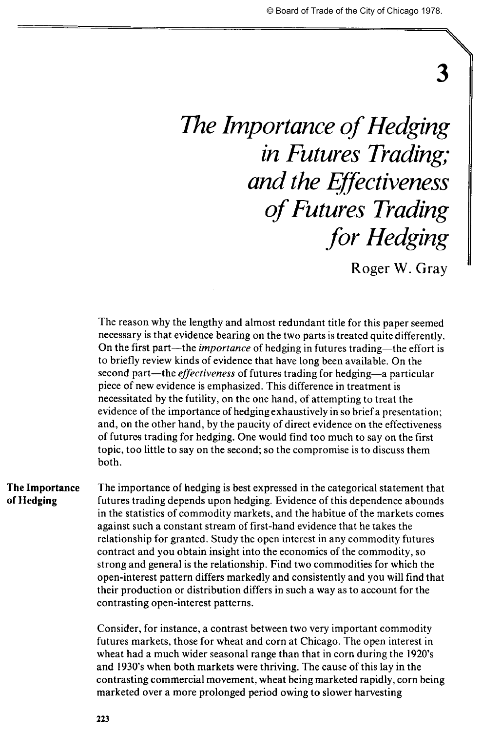# 3

# *The Importance of Hedging in Futures Trading; and the Effectiveness of Futures Trading for Hedging*

Roger W. Gray

The reason why the lengthy and almost redundant title for this paper seemed necessary is that evidence bearing on the two parts is treated quite differently. On the first part—the *importance* of hedging in futures trading—the effort is to briefly review kinds of evidence that have long been available. On the second part—the *effectiveness* of futures trading for hedging—a particular piece of new evidence is emphasized. This difference in treatment is necessitated by the futility, on the one hand, of attempting to treat the evidence of the importance of hedging exhaustively in so brief a presentation; and, on the other hand, by the paucity of direct evidence on the effectiveness of futures trading for hedging. One would find too much to say on the first topic, too little to say on the second; so the compromise is to discuss them both.

## The Importance of Hedging

The importance of hedging is best expressed in the categorical statement that futures trading depends upon hedging. Evidence of this dependence abounds in the statistics of commodity markets, and the habitue of the markets comes against such a constant stream of first-hand evidence that he takes the relationship for granted. Study the open interest in any commodity futures contract and you obtain insight into the economics of the commodity, so strong and general is the relationship. Find two commodities for which the open-interest pattern differs markedly and consistently and you will find that their production or distribution differs in such a way as to account for the contrasting open-interest patterns.

Consider, for instance, a contrast between two very important commodity futures markets, those for wheat and corn at Chicago. The open interest in wheat had a much wider seasonal range than that in corn during the 1920's and 1930's when both markets were thriving. The cause of this lay in the contrasting commercial movement, wheat being marketed rapidly, corn being marketed over a more prolonged period owing to slower harvesting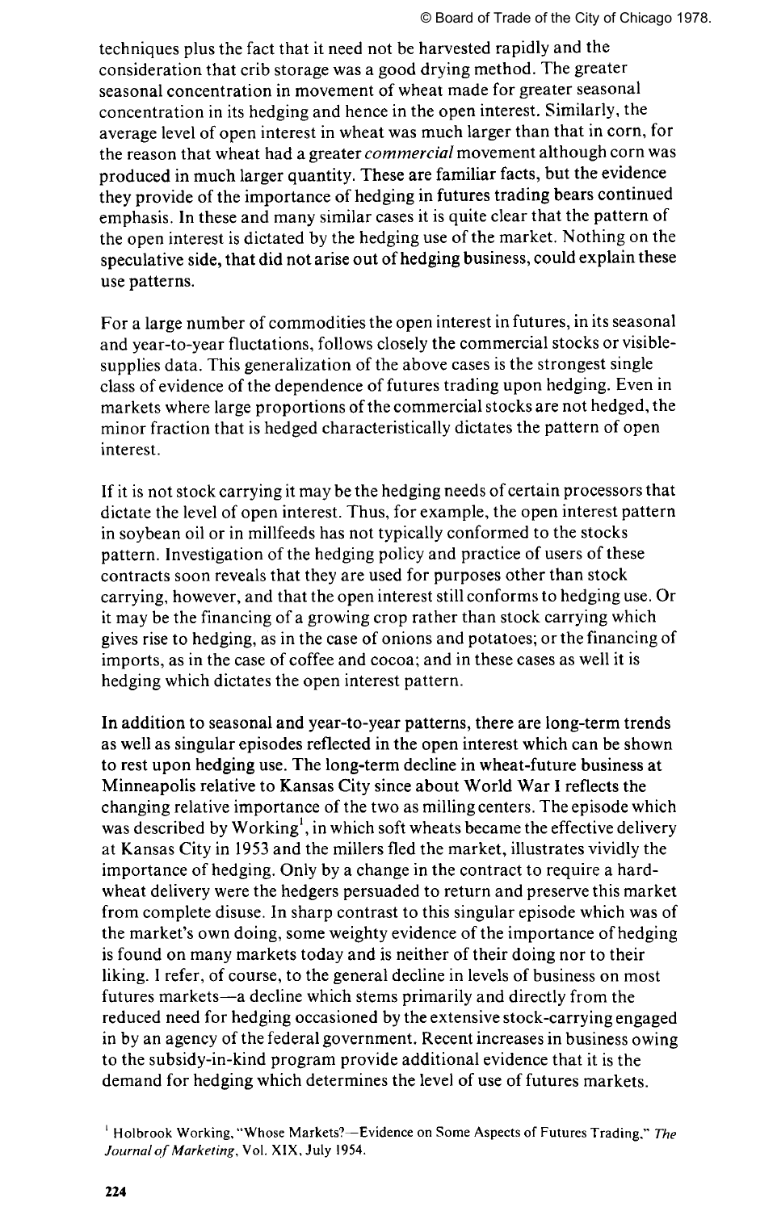techniques plus the fact that it need not be harvested rapidly and the consideration that crib storage was a good drying method. The greater seasonal concentration in movement of wheat made for greater seasonal concentration in its hedging and hence in the open interest. Similarly, the average level of open interest in wheat was much larger than that in corn, for the reason that wheat had a greater *commercial* movement although corn was produced in much larger quantity. These are familiar facts, but the evidence they provide of the importance of hedging in futures trading bears continued emphasis. In these and many similar cases it is quite clear that the pattern of the open interest is dictated by the hedging use of the market. Nothing on the speculative side, that did not arise out of hedging business, could explain these use patterns.

For a large number of commodities the open interest in futures, in its seasonal and year-to-year fluctuations, follows closely the commercial stocks or visible-supplies data. This generalization of the above cases is the strongest single class of evidence of the dependence of futures trading upon hedging. Even in markets where large proportions of the commercial stocks are not hedged, the minor fraction that is hedged characteristically dictates the pattern of open interest.

If it is not stock carrying it may be the hedging needs of certain processors that dictate the level of open interest. Thus, for example, the open interest pattern in soybean oil or in millfeeds has not typically conformed to the stocks pattern. Investigation of the hedging policy and practice of users of these contracts soon reveals that they are used for purposes other than stock carrying, however, and that the open interest still conforms to hedging use. Or it may be the financing of a growing crop rather than stock carrying which gives rise to hedging, as in the case of onions and potatoes; or the financing of imports, as in the case of coffee and cocoa; and in these cases as well it is hedging which dictates the open interest pattern.

In addition to seasonal and year-to-year patterns, there are long-term trends as well as singular episodes reflected in the open interest which can be shown to rest upon hedging use. The long-term decline in wheat-future business at Minneapolis relative to Kansas City since about World War I reflects the changing relative importance of the two as milling centers. The episode which was described by Working[1], in which soft wheats became the effective delivery at Kansas City in 1953 and the millers fled the market, illustrates vividly the importance of hedging. Only by a change in the contract to require a hard-wheat delivery were the hedgers persuaded to return and preserve this market from complete disuse. In sharp contrast to this singular episode which was of the market's own doing, some weighty evidence of the importance of hedging is found on many markets today and is neither of their doing nor to their liking. I refer, of course, to the general decline in levels of business on most futures markets—a decline which stems primarily and directly from the reduced need for hedging occasioned by the extensive stock-carrying engaged in by an agency of the federal government. Recent increases in business owing to the subsidy-in-kind program provide additional evidence that it is the demand for hedging which determines the level of use of futures markets.

[1] Holbrook Working, "Whose Markets?—Evidence on Some Aspects of Futures Trading," *The Journal of Marketing*, Vol. XIX, July 1954.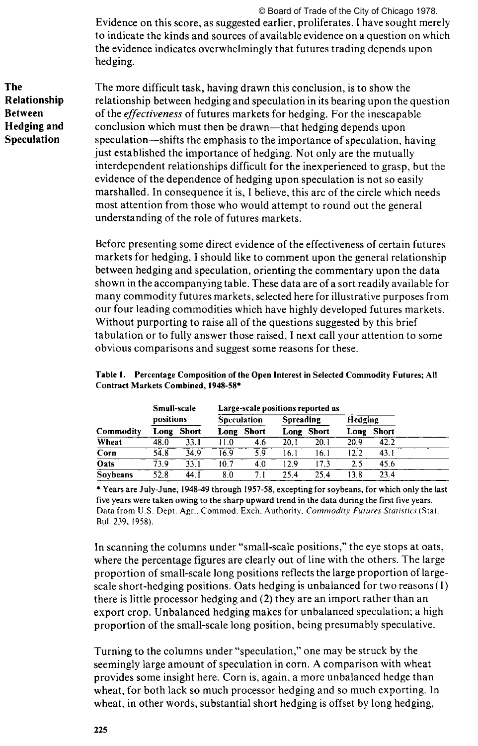Evidence on this score, as suggested earlier, proliferates. I have sought merely to indicate the kinds and sources of available evidence on a question on which the evidence indicates overwhelmingly that futures trading depends upon hedging.

## The Relationship Between Hedging and Speculation

The more difficult task, having drawn this conclusion, is to show the relationship between hedging and speculation in its bearing upon the question of the *effectiveness* of futures markets for hedging. For the inescapable conclusion which must then be drawn—that hedging depends upon speculation—shifts the emphasis to the importance of speculation, having just established the importance of hedging. Not only are the mutually interdependent relationships difficult for the inexperienced to grasp, but the evidence of the dependence of hedging upon speculation is not so easily marshalled. In consequence it is, I believe, this arc of the circle which needs most attention from those who would attempt to round out the general understanding of the role of futures markets.

Before presenting some direct evidence of the effectiveness of certain futures markets for hedging, I should like to comment upon the general relationship between hedging and speculation, orienting the commentary upon the data shown in the accompanying table. These data are of a sort readily available for many commodity futures markets, selected here for illustrative purposes from our four leading commodities which have highly developed futures markets. Without purporting to raise all of the questions suggested by this brief tabulation or to fully answer those raised, I next call your attention to some obvious comparisons and suggest some reasons for these.

**Table 1. Percentage Composition of the Open Interest in Selected Commodity Futures; All Contract Markets Combined, 1948-58***

| | Small-scale positions | | Large-scale positions reported as | | | | | |
|---|---|---|---|---|---|---|---|---|
| | | | Speculation | | Spreading | | Hedging | |
| Commodity | Long | Short | Long | Short | Long | Short | Long | Short |
| Wheat | 48.0 | 33.1 | 11.0 | 4.6 | 20.1 | 20.1 | 20.9 | 42.2 |
| Corn | 54.8 | 34.9 | 16.9 | 5.9 | 16.1 | 16.1 | 12.2 | 43.1 |
| Oats | 73.9 | 33.1 | 10.7 | 4.0 | 12.9 | 17.3 | 2.5 | 45.6 |
| Soybeans | 52.8 | 44.1 | 8.0 | 7.1 | 25.4 | 25.4 | 13.8 | 23.4 |

\* Years are July-June, 1948-49 through 1957-58, excepting for soybeans, for which only the last five years were taken owing to the sharp upward trend in the data during the first five years. Data from U.S. Dept. Agr., Commod. Exch. Authority, *Commodity Futures Statistics* (Stat. Bul. 239, 1958).

In scanning the columns under "small-scale positions," the eye stops at oats, where the percentage figures are clearly out of line with the others. The large proportion of small-scale long positions reflects the large proportion of large-scale short-hedging positions. Oats hedging is unbalanced for two reasons (1) there is little processor hedging and (2) they are an import rather than an export crop. Unbalanced hedging makes for unbalanced speculation; a high proportion of the small-scale long position, being presumably speculative.

Turning to the columns under "speculation," one may be struck by the seemingly large amount of speculation in corn. A comparison with wheat provides some insight here. Corn is, again, a more unbalanced hedge than wheat, for both lack so much processor hedging and so much exporting. In wheat, in other words, substantial short hedging is offset by long hedging,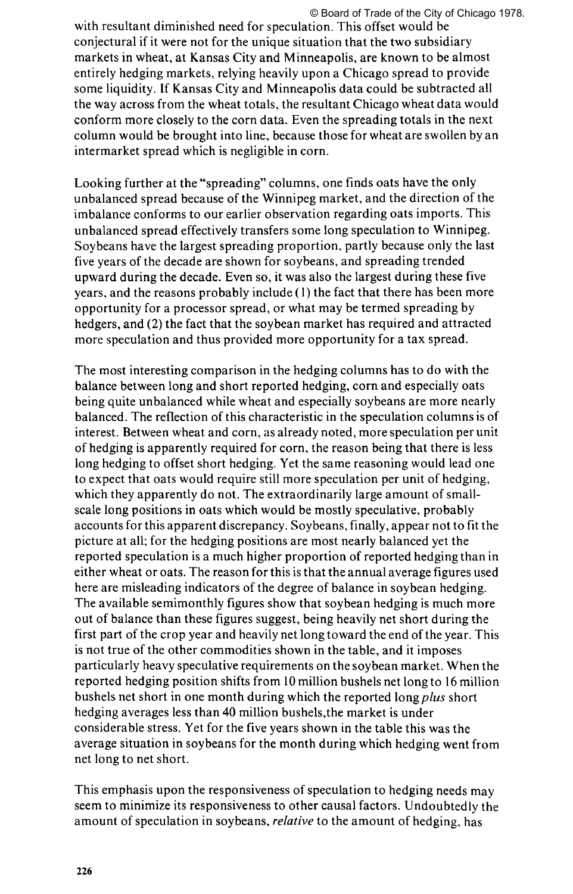with resultant diminished need for speculation. This offset would be conjectural if it were not for the unique situation that the two subsidiary markets in wheat, at Kansas City and Minneapolis, are known to be almost entirely hedging markets, relying heavily upon a Chicago spread to provide some liquidity. If Kansas City and Minneapolis data could be subtracted all the way across from the wheat totals, the resultant Chicago wheat data would conform more closely to the corn data. Even the spreading totals in the next column would be brought into line, because those for wheat are swollen by an intermarket spread which is negligible in corn.

Looking further at the "spreading" columns, one finds oats have the only unbalanced spread because of the Winnipeg market, and the direction of the imbalance conforms to our earlier observation regarding oats imports. This unbalanced spread effectively transfers some long speculation to Winnipeg. Soybeans have the largest spreading proportion, partly because only the last five years of the decade are shown for soybeans, and spreading trended upward during the decade. Even so, it was also the largest during these five years, and the reasons probably include (1) the fact that there has been more opportunity for a processor spread, or what may be termed spreading by hedgers, and (2) the fact that the soybean market has required and attracted more speculation and thus provided more opportunity for a tax spread.

The most interesting comparison in the hedging columns has to do with the balance between long and short reported hedging, corn and especially oats being quite unbalanced while wheat and especially soybeans are more nearly balanced. The reflection of this characteristic in the speculation columns is of interest. Between wheat and corn, as already noted, more speculation per unit of hedging is apparently required for corn, the reason being that there is less long hedging to offset short hedging. Yet the same reasoning would lead one to expect that oats would require still more speculation per unit of hedging, which they apparently do not. The extraordinarily large amount of small-scale long positions in oats which would be mostly speculative, probably accounts for this apparent discrepancy. Soybeans, finally, appear not to fit the picture at all; for the hedging positions are most nearly balanced yet the reported speculation is a much higher proportion of reported hedging than in either wheat or oats. The reason for this is that the annual average figures used here are misleading indicators of the degree of balance in soybean hedging. The available semimonthly figures show that soybean hedging is much more out of balance than these figures suggest, being heavily net short during the first part of the crop year and heavily net long toward the end of the year. This is not true of the other commodities shown in the table, and it imposes particularly heavy speculative requirements on the soybean market. When the reported hedging position shifts from 10 million bushels net long to 16 million bushels net short in one month during which the reported long *plus* short hedging averages less than 40 million bushels,the market is under considerable stress. Yet for the five years shown in the table this was the average situation in soybeans for the month during which hedging went from net long to net short.

This emphasis upon the responsiveness of speculation to hedging needs may seem to minimize its responsiveness to other causal factors. Undoubtedly the amount of speculation in soybeans, *relative* to the amount of hedging, has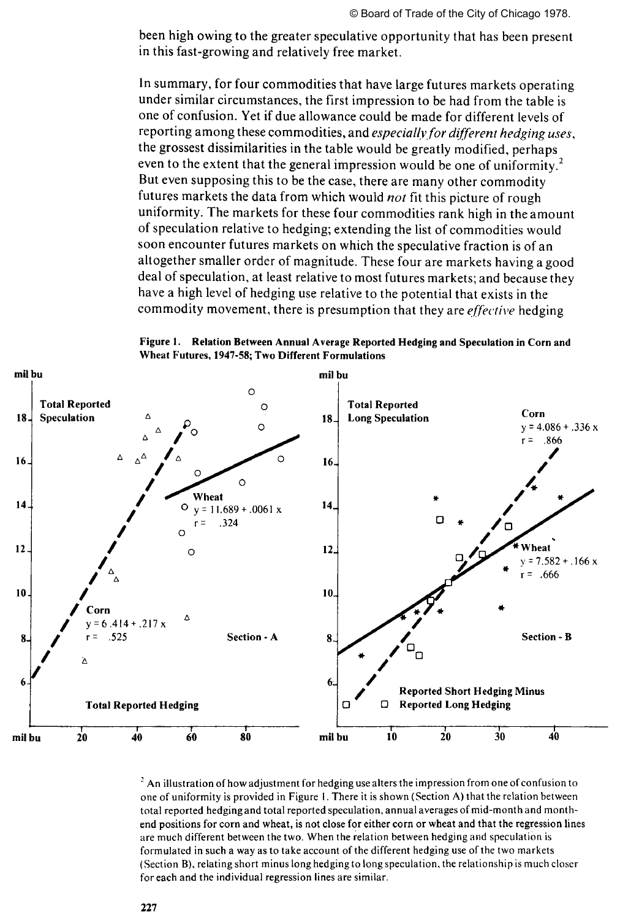been high owing to the greater speculative opportunity that has been present in this fast-growing and relatively free market.

In summary, for four commodities that have large futures markets operating under similar circumstances, the first impression to be had from the table is one of confusion. Yet if due allowance could be made for different levels of reporting among these commodities, and *especially for different hedging uses*, the grossest dissimilarities in the table would be greatly modified, perhaps even to the extent that the general impression would be one of uniformity.[2] But even supposing this to be the case, there are many other commodity futures markets the data from which would *not* fit this picture of rough uniformity. The markets for these four commodities rank high in the amount of speculation relative to hedging; extending the list of commodities would soon encounter futures markets on which the speculative fraction is of an altogether smaller order of magnitude. These four are markets having a good deal of speculation, at least relative to most futures markets; and because they have a high level of hedging use relative to the potential that exists in the commodity movement, there is presumption that they are *effective* hedging

**Figure 1. Relation Between Annual Average Reported Hedging and Speculation in Corn and Wheat Futures, 1947-58; Two Different Formulations**

Section - A: Total Reported Speculation (mil bu) vs. Total Reported Hedging (mil bu)

Corn: $y = 6.414 + .217x$, $r = .525$

Wheat: $y = 11.689 + .0061x$, $r = .324$

Section - B: Total Reported Long Speculation (mil bu) vs. Reported Short Hedging Minus Reported Long Hedging (mil bu)

Corn: $y = 4.086 + .336x$, $r = .866$

Wheat: $y = 7.582 + .166x$, $r = .666$

[2] An illustration of how adjustment for hedging use alters the impression from one of confusion to one of uniformity is provided in Figure 1. There it is shown (Section A) that the relation between total reported hedging and total reported speculation, annual averages of mid-month and month-end positions for corn and wheat, is not close for either corn or wheat and that the regression lines are much different between the two. When the relation between hedging and speculation is formulated in such a way as to take account of the different hedging use of the two markets (Section B), relating short minus long hedging to long speculation, the relationship is much closer for each and the individual regression lines are similar.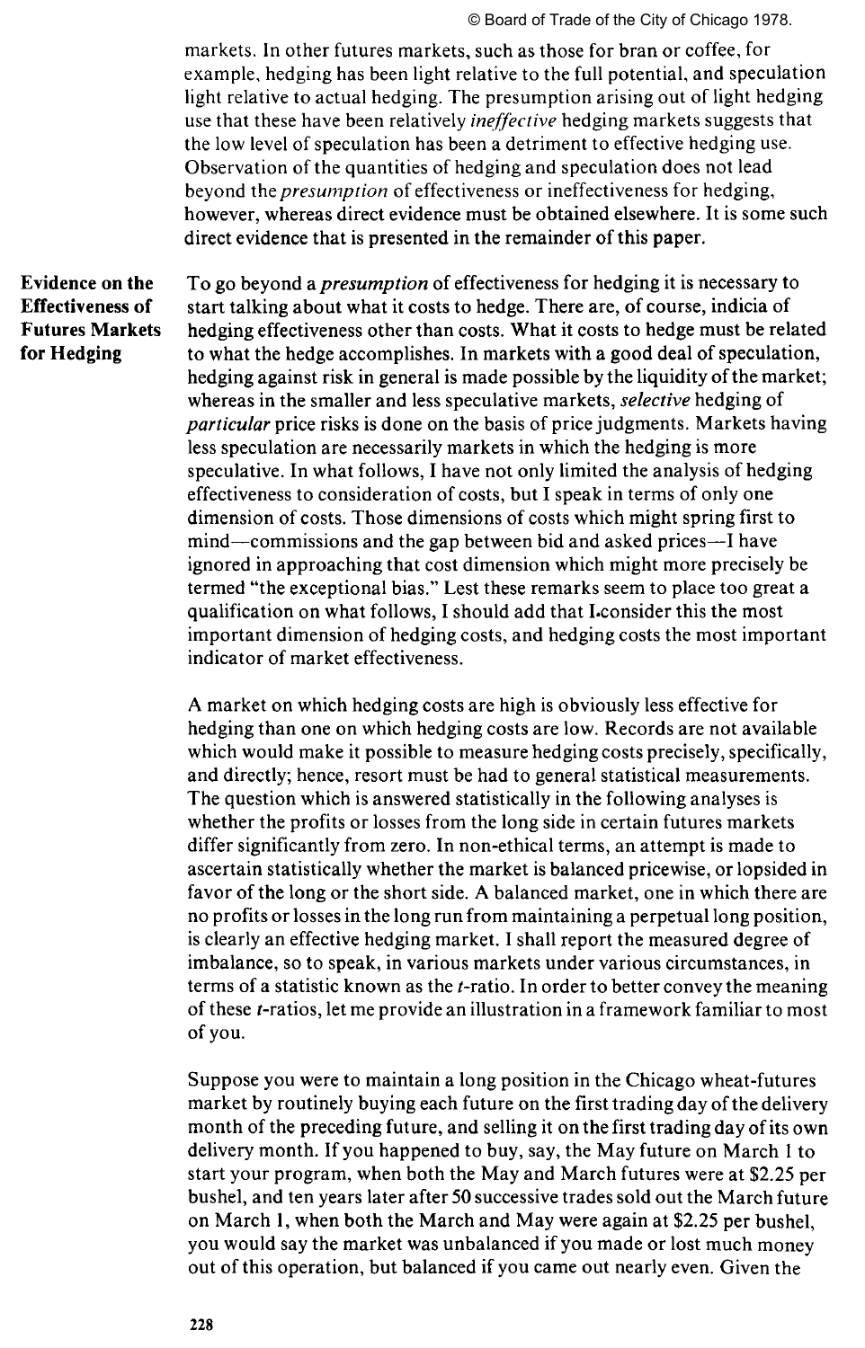markets. In other futures markets, such as those for bran or coffee, for example, hedging has been light relative to the full potential, and speculation light relative to actual hedging. The presumption arising out of light hedging use that these have been relatively *ineffective* hedging markets suggests that the low level of speculation has been a detriment to effective hedging use. Observation of the quantities of hedging and speculation does not lead beyond the *presumption* of effectiveness or ineffectiveness for hedging, however, whereas direct evidence must be obtained elsewhere. It is some such direct evidence that is presented in the remainder of this paper.

## Evidence on the Effectiveness of Futures Markets for Hedging

To go beyond a *presumption* of effectiveness for hedging it is necessary to start talking about what it costs to hedge. There are, of course, indicia of hedging effectiveness other than costs. What it costs to hedge must be related to what the hedge accomplishes. In markets with a good deal of speculation, hedging against risk in general is made possible by the liquidity of the market; whereas in the smaller and less speculative markets, *selective* hedging of *particular* price risks is done on the basis of price judgments. Markets having less speculation are necessarily markets in which the hedging is more speculative. In what follows, I have not only limited the analysis of hedging effectiveness to consideration of costs, but I speak in terms of only one dimension of costs. Those dimensions of costs which might spring first to mind—commissions and the gap between bid and asked prices—I have ignored in approaching that cost dimension which might more precisely be termed "the exceptional bias." Lest these remarks seem to place too great a qualification on what follows, I should add that I consider this the most important dimension of hedging costs, and hedging costs the most important indicator of market effectiveness.

A market on which hedging costs are high is obviously less effective for hedging than one on which hedging costs are low. Records are not available which would make it possible to measure hedging costs precisely, specifically, and directly; hence, resort must be had to general statistical measurements. The question which is answered statistically in the following analyses is whether the profits or losses from the long side in certain futures markets differ significantly from zero. In non-ethical terms, an attempt is made to ascertain statistically whether the market is balanced pricewise, or lopsided in favor of the long or the short side. A balanced market, one in which there are no profits or losses in the long run from maintaining a perpetual long position, is clearly an effective hedging market. I shall report the measured degree of imbalance, so to speak, in various markets under various circumstances, in terms of a statistic known as the $t$-ratio. In order to better convey the meaning of these $t$-ratios, let me provide an illustration in a framework familiar to most of you.

Suppose you were to maintain a long position in the Chicago wheat-futures market by routinely buying each future on the first trading day of the delivery month of the preceding future, and selling it on the first trading day of its own delivery month. If you happened to buy, say, the May future on March 1 to start your program, when both the May and March futures were at $2.25 per bushel, and ten years later after 50 successive trades sold out the March future on March 1, when both the March and May were again at $2.25 per bushel, you would say the market was unbalanced if you made or lost much money out of this operation, but balanced if you came out nearly even. Given the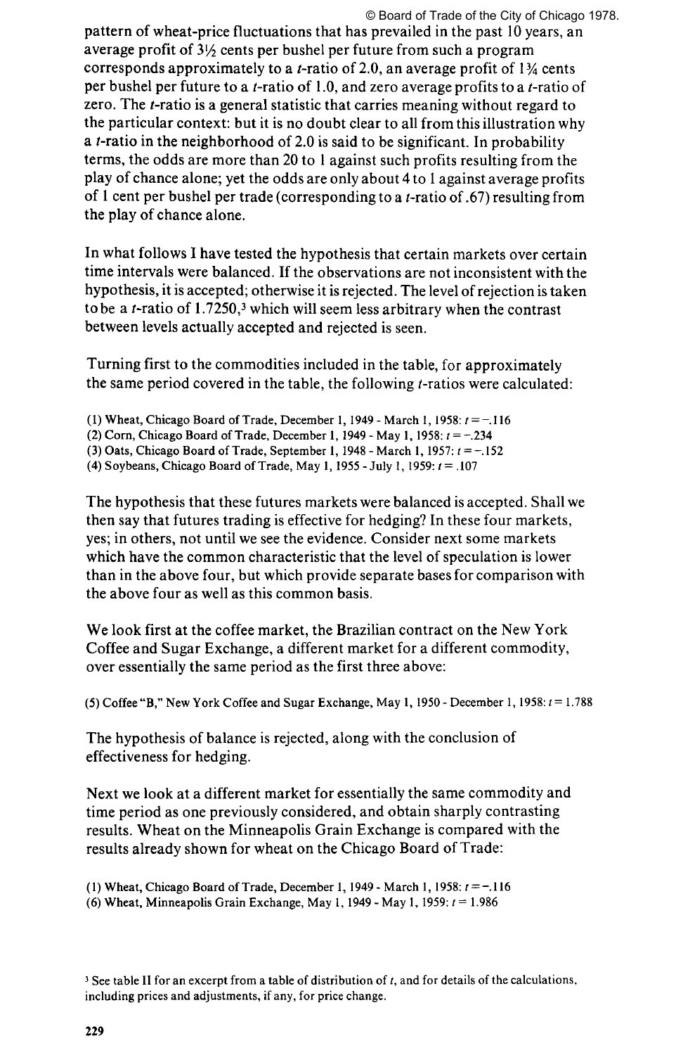pattern of wheat-price fluctuations that has prevailed in the past 10 years, an average profit of 3½ cents per bushel per future from such a program corresponds approximately to a $t$-ratio of 2.0, an average profit of 1¾ cents per bushel per future to a $t$-ratio of 1.0, and zero average profits to a $t$-ratio of zero. The $t$-ratio is a general statistic that carries meaning without regard to the particular context: but it is no doubt clear to all from this illustration why a $t$-ratio in the neighborhood of 2.0 is said to be significant. In probability terms, the odds are more than 20 to 1 against such profits resulting from the play of chance alone; yet the odds are only about 4 to 1 against average profits of 1 cent per bushel per trade (corresponding to a $t$-ratio of .67) resulting from the play of chance alone.

In what follows I have tested the hypothesis that certain markets over certain time intervals were balanced. If the observations are not inconsistent with the hypothesis, it is accepted; otherwise it is rejected. The level of rejection is taken to be a $t$-ratio of 1.7250,[3] which will seem less arbitrary when the contrast between levels actually accepted and rejected is seen.

Turning first to the commodities included in the table, for approximately the same period covered in the table, the following $t$-ratios were calculated:

(1) Wheat, Chicago Board of Trade, December 1, 1949 - March 1, 1958: $t = -.116$
(2) Corn, Chicago Board of Trade, December 1, 1949 - May 1, 1958: $t = -.234$
(3) Oats, Chicago Board of Trade, September 1, 1948 - March 1, 1957: $t = -.152$
(4) Soybeans, Chicago Board of Trade, May 1, 1955 - July 1, 1959: $t = .107$

The hypothesis that these futures markets were balanced is accepted. Shall we then say that futures trading is effective for hedging? In these four markets, yes; in others, not until we see the evidence. Consider next some markets which have the common characteristic that the level of speculation is lower than in the above four, but which provide separate bases for comparison with the above four as well as this common basis.

We look first at the coffee market, the Brazilian contract on the New York Coffee and Sugar Exchange, a different market for a different commodity, over essentially the same period as the first three above:

(5) Coffee "B," New York Coffee and Sugar Exchange, May 1, 1950 - December 1, 1958: $t = 1.788$

The hypothesis of balance is rejected, along with the conclusion of effectiveness for hedging.

Next we look at a different market for essentially the same commodity and time period as one previously considered, and obtain sharply contrasting results. Wheat on the Minneapolis Grain Exchange is compared with the results already shown for wheat on the Chicago Board of Trade:

(1) Wheat, Chicago Board of Trade, December 1, 1949 - March 1, 1958: $t = -.116$
(6) Wheat, Minneapolis Grain Exchange, May 1, 1949 - May 1, 1959: $t = 1.986$

[3] See table II for an excerpt from a table of distribution of $t$, and for details of the calculations, including prices and adjustments, if any, for price change.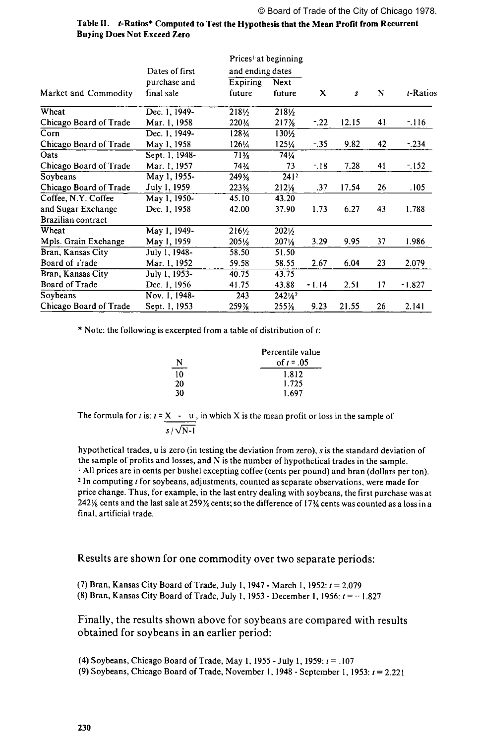© Board of Trade of the City of Chicago 1978.

**Table II. *t*-Ratios* Computed to Test the Hypothesis that the Mean Profit from Recurrent Buying Does Not Exceed Zero**

| Market and Commodity | Dates of first purchase and final sale | Prices[1] at beginning and ending dates: Expiring future | Next future | X | *s* | N | *t*-Ratios |
|---|---|---|---|---|---|---|---|
| Wheat | Dec. 1, 1949- | 218½ | 218½ | | | | |
| Chicago Board of Trade | Mar. 1, 1958 | 220¾ | 217⅞ | -.22 | 12.15 | 41 | -.116 |
| Corn | Dec. 1, 1949- | 128¾ | 130½ | | | | |
| Chicago Board of Trade | May 1, 1958 | 126¼ | 125¼ | -.35 | 9.82 | 42 | -.234 |
| Oats | Sept. 1, 1948- | 71⅝ | 74¼ | | | | |
| Chicago Board of Trade | Mar. 1, 1957 | 74¾ | 73 | -.18 | 7.28 | 41 | -.152 |
| Soybeans | May 1, 1955- | 249⅝ | 241[2] | | | | |
| Chicago Board of Trade | July 1, 1959 | 223⅝ | 212⅛ | .37 | 17.54 | 26 | .105 |
| Coffee, N.Y. Coffee | May 1, 1950- | 45.10 | 43.20 | | | | |
| and Sugar Exchange Brazilian contract | Dec. 1, 1958 | 42.00 | 37.90 | 1.73 | 6.27 | 43 | 1.788 |
| Wheat | May 1, 1949- | 216½ | 202½ | | | | |
| Mpls. Grain Exchange | May 1, 1959 | 205⅛ | 207⅛ | 3.29 | 9.95 | 37 | 1.986 |
| Bran, Kansas City | July 1, 1948- | 58.50 | 51.50 | | | | |
| Board of Trade | Mar. 1, 1952 | 59.58 | 58.55 | 2.67 | 6.04 | 23 | 2.079 |
| Bran, Kansas City | July 1, 1953- | 40.75 | 43.75 | | | | |
| Board of Trade | Dec. 1, 1956 | 41.75 | 43.88 | -1.14 | 2.51 | 17 | -1.827 |
| Soybeans | Nov. 1, 1948- | 243 | 242⅛[2] | | | | |
| Chicago Board of Trade | Sept. 1, 1953 | 259⅞ | 255⅞ | 9.23 | 21.55 | 26 | 2.141 |

\* Note: the following is excerpted from a table of distribution of *t*:

| N | Percentile value of $t = .05$ |
|---|---|
| 10 | 1.812 |
| 20 | 1.725 |
| 30 | 1.697 |

The formula for *t* is: $t = \dfrac{X - u}{s/\sqrt{N-1}}$, in which X is the mean profit or loss in the sample of hypothetical trades, u is zero (in testing the deviation from zero), *s* is the standard deviation of the sample of profits and losses, and N is the number of hypothetical trades in the sample.

[1] All prices are in cents per bushel excepting coffee (cents per pound) and bran (dollars per ton).

[2] In computing *t* for soybeans, adjustments, counted as separate observations, were made for price change. Thus, for example, in the last entry dealing with soybeans, the first purchase was at 242⅛ cents and the last sale at 259⅞ cents; so the difference of 17¾ cents was counted as a loss in a final, artificial trade.

Results are shown for one commodity over two separate periods:

(7) Bran, Kansas City Board of Trade, July 1, 1947 - March 1, 1952: $t = 2.079$

(8) Bran, Kansas City Board of Trade, July 1, 1953 - December 1, 1956: $t = -1.827$

Finally, the results shown above for soybeans are compared with results obtained for soybeans in an earlier period:

(4) Soybeans, Chicago Board of Trade, May 1, 1955 - July 1, 1959: $t = .107$

(9) Soybeans, Chicago Board of Trade, November 1, 1948 - September 1, 1953: $t = 2.221$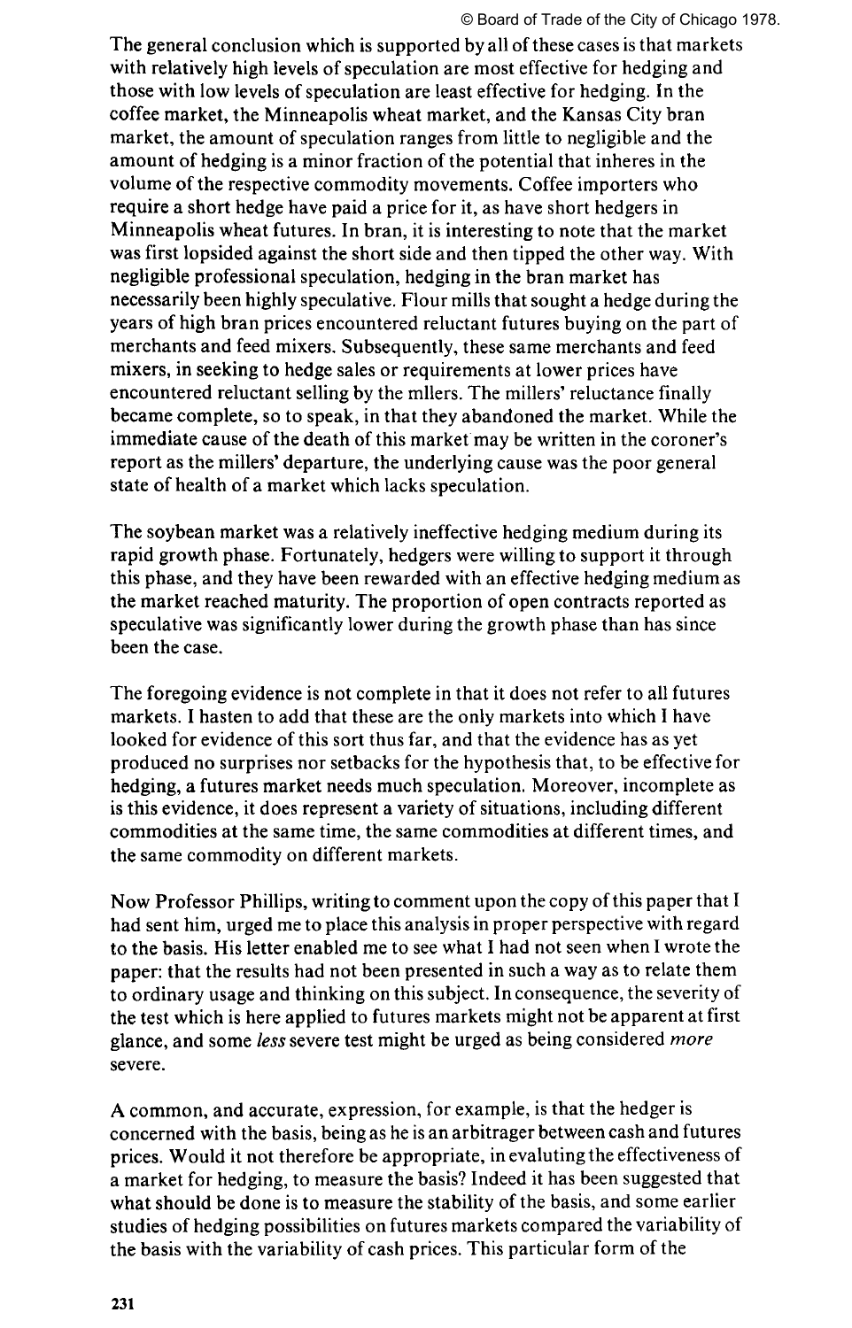The general conclusion which is supported by all of these cases is that markets with relatively high levels of speculation are most effective for hedging and those with low levels of speculation are least effective for hedging. In the coffee market, the Minneapolis wheat market, and the Kansas City bran market, the amount of speculation ranges from little to negligible and the amount of hedging is a minor fraction of the potential that inheres in the volume of the respective commodity movements. Coffee importers who require a short hedge have paid a price for it, as have short hedgers in Minneapolis wheat futures. In bran, it is interesting to note that the market was first lopsided against the short side and then tipped the other way. With negligible professional speculation, hedging in the bran market has necessarily been highly speculative. Flour mills that sought a hedge during the years of high bran prices encountered reluctant futures buying on the part of merchants and feed mixers. Subsequently, these same merchants and feed mixers, in seeking to hedge sales or requirements at lower prices have encountered reluctant selling by the mllers. The millers' reluctance finally became complete, so to speak, in that they abandoned the market. While the immediate cause of the death of this market may be written in the coroner's report as the millers' departure, the underlying cause was the poor general state of health of a market which lacks speculation.

The soybean market was a relatively ineffective hedging medium during its rapid growth phase. Fortunately, hedgers were willing to support it through this phase, and they have been rewarded with an effective hedging medium as the market reached maturity. The proportion of open contracts reported as speculative was significantly lower during the growth phase than has since been the case.

The foregoing evidence is not complete in that it does not refer to all futures markets. I hasten to add that these are the only markets into which I have looked for evidence of this sort thus far, and that the evidence has as yet produced no surprises nor setbacks for the hypothesis that, to be effective for hedging, a futures market needs much speculation. Moreover, incomplete as is this evidence, it does represent a variety of situations, including different commodities at the same time, the same commodities at different times, and the same commodity on different markets.

Now Professor Phillips, writing to comment upon the copy of this paper that I had sent him, urged me to place this analysis in proper perspective with regard to the basis. His letter enabled me to see what I had not seen when I wrote the paper: that the results had not been presented in such a way as to relate them to ordinary usage and thinking on this subject. In consequence, the severity of the test which is here applied to futures markets might not be apparent at first glance, and some *less* severe test might be urged as being considered *more* severe.

A common, and accurate, expression, for example, is that the hedger is concerned with the basis, being as he is an arbitrager between cash and futures prices. Would it not therefore be appropriate, in evaluting the effectiveness of a market for hedging, to measure the basis? Indeed it has been suggested that what should be done is to measure the stability of the basis, and some earlier studies of hedging possibilities on futures markets compared the variability of the basis with the variability of cash prices. This particular form of the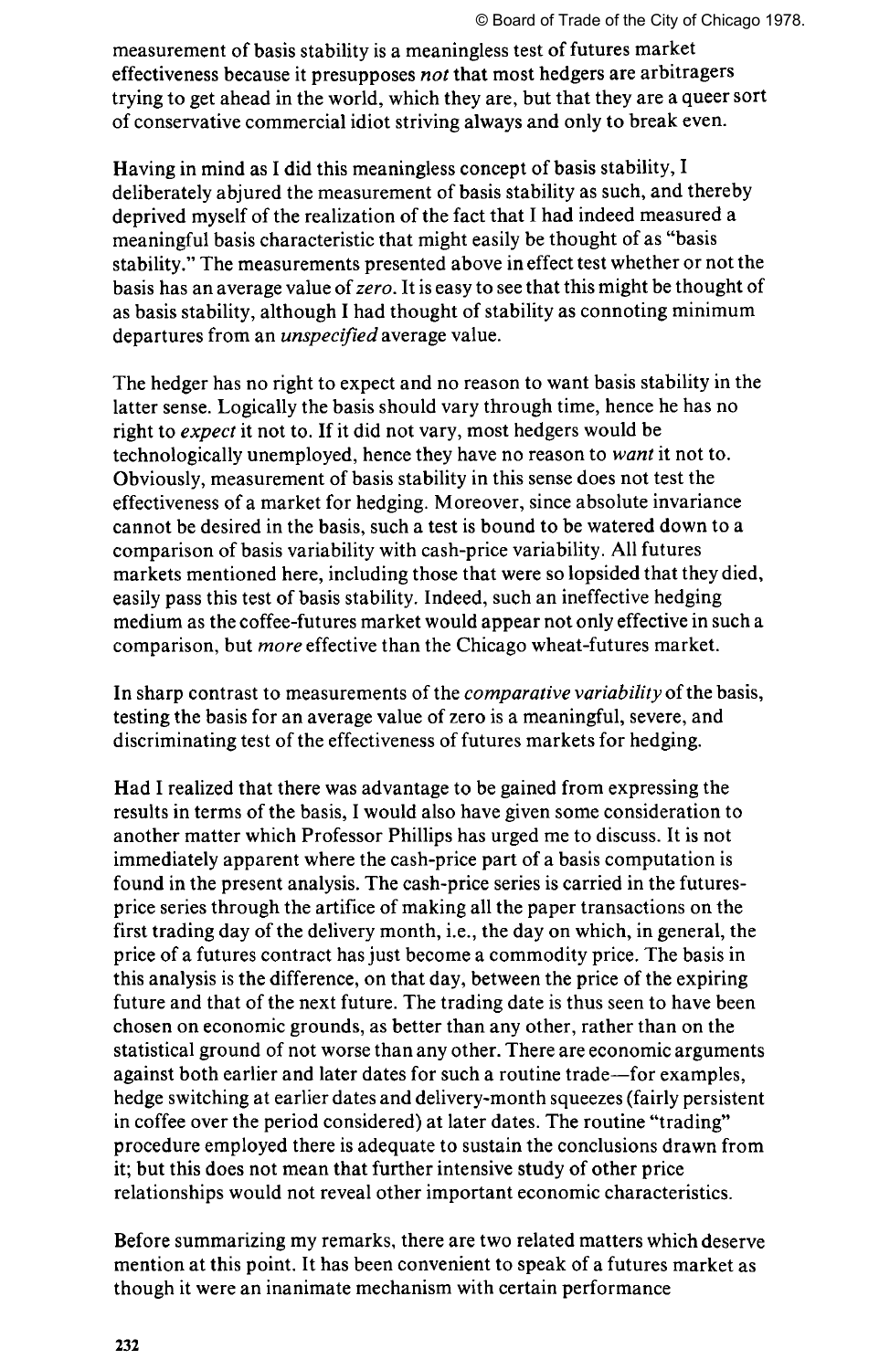measurement of basis stability is a meaningless test of futures market effectiveness because it presupposes *not* that most hedgers are arbitragers trying to get ahead in the world, which they are, but that they are a queer sort of conservative commercial idiot striving always and only to break even.

Having in mind as I did this meaningless concept of basis stability, I deliberately abjured the measurement of basis stability as such, and thereby deprived myself of the realization of the fact that I had indeed measured a meaningful basis characteristic that might easily be thought of as "basis stability." The measurements presented above in effect test whether or not the basis has an average value of *zero*. It is easy to see that this might be thought of as basis stability, although I had thought of stability as connoting minimum departures from an *unspecified* average value.

The hedger has no right to expect and no reason to want basis stability in the latter sense. Logically the basis should vary through time, hence he has no right to *expect* it not to. If it did not vary, most hedgers would be technologically unemployed, hence they have no reason to *want* it not to. Obviously, measurement of basis stability in this sense does not test the effectiveness of a market for hedging. Moreover, since absolute invariance cannot be desired in the basis, such a test is bound to be watered down to a comparison of basis variability with cash-price variability. All futures markets mentioned here, including those that were so lopsided that they died, easily pass this test of basis stability. Indeed, such an ineffective hedging medium as the coffee-futures market would appear not only effective in such a comparison, but *more* effective than the Chicago wheat-futures market.

In sharp contrast to measurements of the *comparative variability* of the basis, testing the basis for an average value of zero is a meaningful, severe, and discriminating test of the effectiveness of futures markets for hedging.

Had I realized that there was advantage to be gained from expressing the results in terms of the basis, I would also have given some consideration to another matter which Professor Phillips has urged me to discuss. It is not immediately apparent where the cash-price part of a basis computation is found in the present analysis. The cash-price series is carried in the futures-price series through the artifice of making all the paper transactions on the first trading day of the delivery month, i.e., the day on which, in general, the price of a futures contract has just become a commodity price. The basis in this analysis is the difference, on that day, between the price of the expiring future and that of the next future. The trading date is thus seen to have been chosen on economic grounds, as better than any other, rather than on the statistical ground of not worse than any other. There are economic arguments against both earlier and later dates for such a routine trade—for examples, hedge switching at earlier dates and delivery-month squeezes (fairly persistent in coffee over the period considered) at later dates. The routine "trading" procedure employed there is adequate to sustain the conclusions drawn from it; but this does not mean that further intensive study of other price relationships would not reveal other important economic characteristics.

Before summarizing my remarks, there are two related matters which deserve mention at this point. It has been convenient to speak of a futures market as though it were an inanimate mechanism with certain performance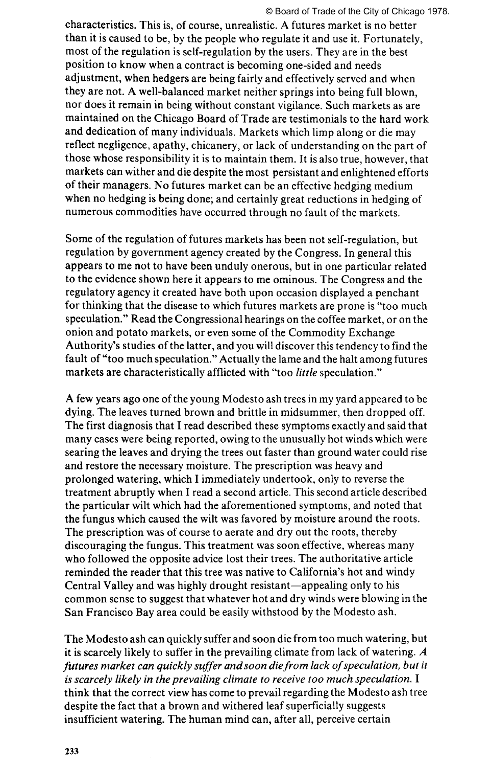characteristics. This is, of course, unrealistic. A futures market is no better than it is caused to be, by the people who regulate it and use it. Fortunately, most of the regulation is self-regulation by the users. They are in the best position to know when a contract is becoming one-sided and needs adjustment, when hedgers are being fairly and effectively served and when they are not. A well-balanced market neither springs into being full blown, nor does it remain in being without constant vigilance. Such markets as are maintained on the Chicago Board of Trade are testimonials to the hard work and dedication of many individuals. Markets which limp along or die may reflect negligence, apathy, chicanery, or lack of understanding on the part of those whose responsibility it is to maintain them. It is also true, however, that markets can wither and die despite the most persistant and enlightened efforts of their managers. No futures market can be an effective hedging medium when no hedging is being done; and certainly great reductions in hedging of numerous commodities have occurred through no fault of the markets.

Some of the regulation of futures markets has been not self-regulation, but regulation by government agency created by the Congress. In general this appears to me not to have been unduly onerous, but in one particular related to the evidence shown here it appears to me ominous. The Congress and the regulatory agency it created have both upon occasion displayed a penchant for thinking that the disease to which futures markets are prone is "too much speculation." Read the Congressional hearings on the coffee market, or on the onion and potato markets, or even some of the Commodity Exchange Authority's studies of the latter, and you will discover this tendency to find the fault of "too much speculation." Actually the lame and the halt among futures markets are characteristically afflicted with "too *little* speculation."

A few years ago one of the young Modesto ash trees in my yard appeared to be dying. The leaves turned brown and brittle in midsummer, then dropped off. The first diagnosis that I read described these symptoms exactly and said that many cases were being reported, owing to the unusually hot winds which were searing the leaves and drying the trees out faster than ground water could rise and restore the necessary moisture. The prescription was heavy and prolonged watering, which I immediately undertook, only to reverse the treatment abruptly when I read a second article. This second article described the particular wilt which had the aforementioned symptoms, and noted that the fungus which caused the wilt was favored by moisture around the roots. The prescription was of course to aerate and dry out the roots, thereby discouraging the fungus. This treatment was soon effective, whereas many who followed the opposite advice lost their trees. The authoritative article reminded the reader that this tree was native to California's hot and windy Central Valley and was highly drought resistant—appealing only to his common sense to suggest that whatever hot and dry winds were blowing in the San Francisco Bay area could be easily withstood by the Modesto ash.

The Modesto ash can quickly suffer and soon die from too much watering, but it is scarcely likely to suffer in the prevailing climate from lack of watering. *A futures market can quickly suffer and soon die from lack of speculation, but it is scarcely likely in the prevailing climate to receive too much speculation.* I think that the correct view has come to prevail regarding the Modesto ash tree despite the fact that a brown and withered leaf superficially suggests insufficient watering. The human mind can, after all, perceive certain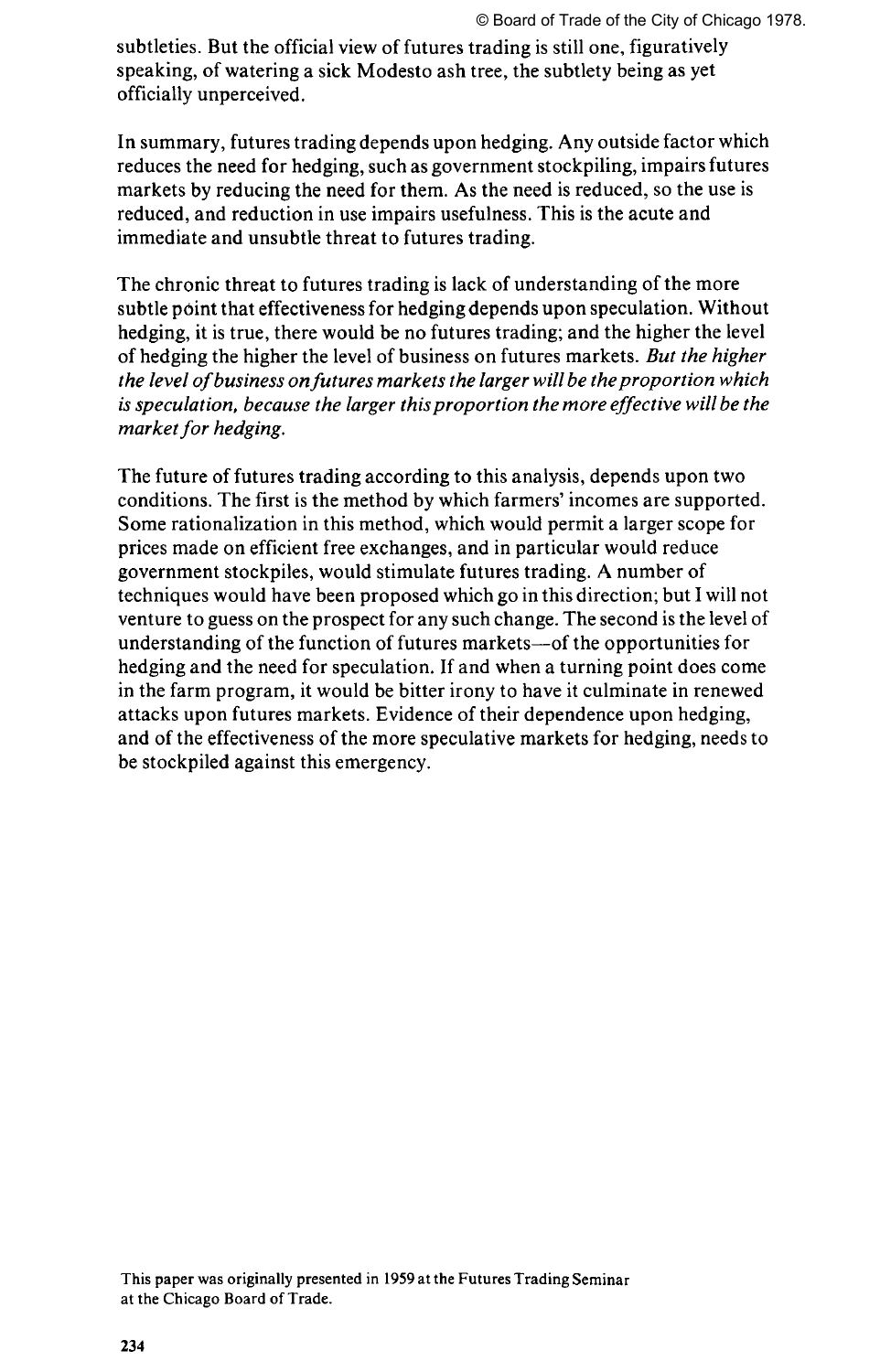subtleties. But the official view of futures trading is still one, figuratively speaking, of watering a sick Modesto ash tree, the subtlety being as yet officially unperceived.

In summary, futures trading depends upon hedging. Any outside factor which reduces the need for hedging, such as government stockpiling, impairs futures markets by reducing the need for them. As the need is reduced, so the use is reduced, and reduction in use impairs usefulness. This is the acute and immediate and unsubtle threat to futures trading.

The chronic threat to futures trading is lack of understanding of the more subtle point that effectiveness for hedging depends upon speculation. Without hedging, it is true, there would be no futures trading; and the higher the level of hedging the higher the level of business on futures markets. *But the higher the level of business on futures markets the larger will be the proportion which is speculation, because the larger this proportion the more effective will be the market for hedging.*

The future of futures trading according to this analysis, depends upon two conditions. The first is the method by which farmers' incomes are supported. Some rationalization in this method, which would permit a larger scope for prices made on efficient free exchanges, and in particular would reduce government stockpiles, would stimulate futures trading. A number of techniques would have been proposed which go in this direction; but I will not venture to guess on the prospect for any such change. The second is the level of understanding of the function of futures markets—of the opportunities for hedging and the need for speculation. If and when a turning point does come in the farm program, it would be bitter irony to have it culminate in renewed attacks upon futures markets. Evidence of their dependence upon hedging, and of the effectiveness of the more speculative markets for hedging, needs to be stockpiled against this emergency.

This paper was originally presented in 1959 at the Futures Trading Seminar at the Chicago Board of Trade.